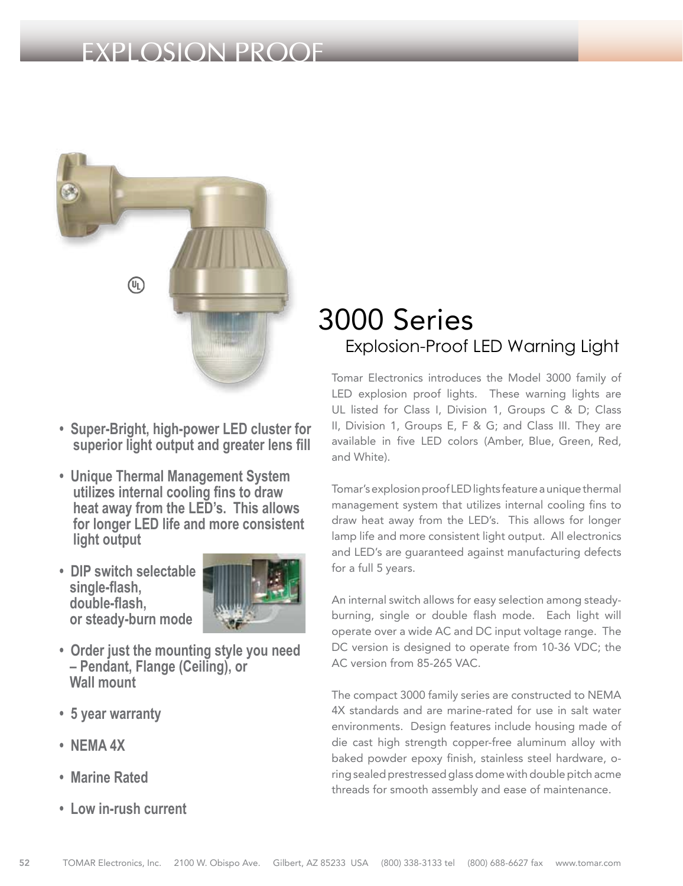# EXPLOSION PROOF

- **Super-Bright, high-power LED cluster for superior light output and greater lens fill**
- **Unique Thermal Management System utilizes internal cooling fins to draw heat away from the LED's. This allows for longer LED life and more consistent light output**
- **DIP switch selectable single-flash, double-flash, or steady-burn mode**
- **Order just the mounting style you need – Pendant, Flange (Ceiling), or Wall mount**
- **5 year warranty**
- **NEMA 4X**
- **Marine Rated**
- **Low in-rush current**

# 3000 Series

## Explosion-Proof LED Warning Light

Tomar Electronics introduces the Model 3000 family of LED explosion proof lights. These warning lights are UL listed for Class I, Division 1, Groups C & D; Class II, Division 1, Groups E, F & G; and Class III. They are available in five LED colors (Amber, Blue, Green, Red, and White).

Tomar's explosion proof LED lights feature a unique thermal management system that utilizes internal cooling fins to draw heat away from the LED's. This allows for longer lamp life and more consistent light output. All electronics and LED's are guaranteed against manufacturing defects for a full 5 years.

An internal switch allows for easy selection among steady-burning, single or double flash mode. Each light will operate over a wide AC and DC input voltage range. The DC version is designed to operate from 10-36 VDC; the AC version from 85-265 VAC.

The compact 3000 family series are constructed to NEMA 4X standards and are marine-rated for use in salt water environments. Design features include housing made of die cast high strength copper-free aluminum alloy with baked powder epoxy finish, stainless steel hardware, o-ring sealed prestressed glass dome with double pitch acme threads for smooth assembly and ease of maintenance.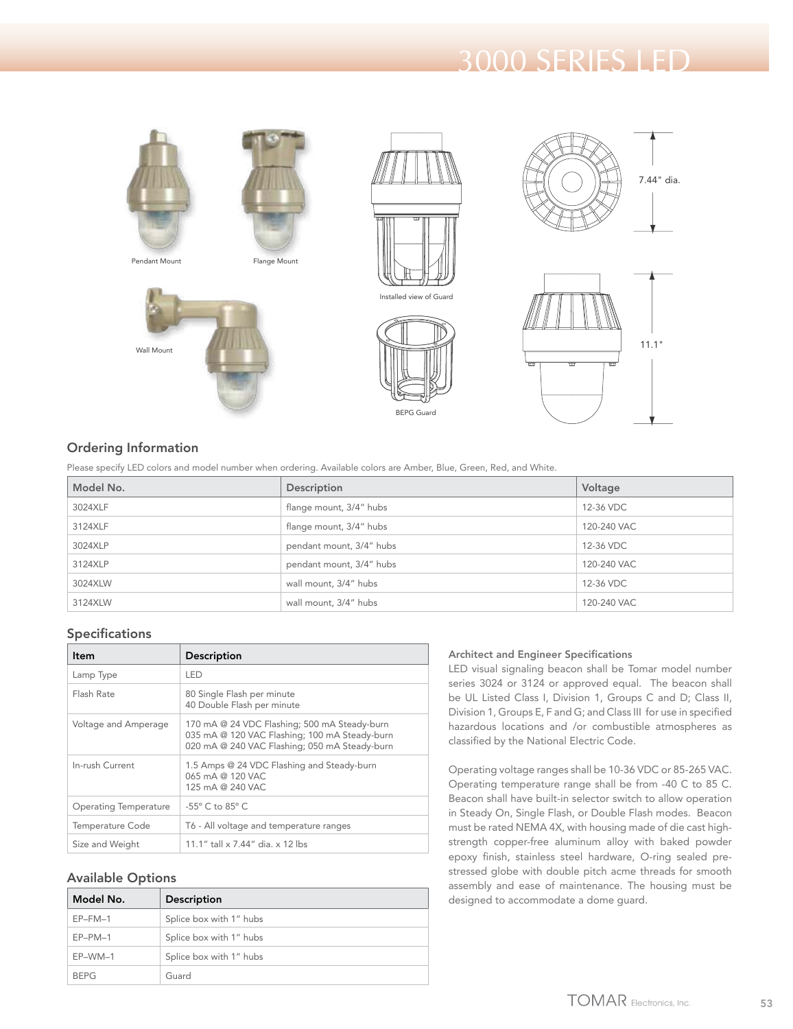# 3000 SERIES LED

Pendant Mount

Flange Mount

Installed view of Guard

7.44" dia.

Wall Mount

BEPG Guard

11.1"

## Ordering Information

Please specify LED colors and model number when ordering. Available colors are Amber, Blue, Green, Red, and White.

| Model No. | Description | Voltage |
|---|---|---|
| 3024XLF | flange mount, 3/4" hubs | 12-36 VDC |
| 3124XLF | flange mount, 3/4" hubs | 120-240 VAC |
| 3024XLP | pendant mount, 3/4" hubs | 12-36 VDC |
| 3124XLP | pendant mount, 3/4" hubs | 120-240 VAC |
| 3024XLW | wall mount, 3/4" hubs | 12-36 VDC |
| 3124XLW | wall mount, 3/4" hubs | 120-240 VAC |

## Specifications

| Item | Description |
|---|---|
| Lamp Type | LED |
| Flash Rate | 80 Single Flash per minute<br>40 Double Flash per minute |
| Voltage and Amperage | 170 mA @ 24 VDC Flashing; 500 mA Steady-burn<br>035 mA @ 120 VAC Flashing; 100 mA Steady-burn<br>020 mA @ 240 VAC Flashing; 050 mA Steady-burn |
| In-rush Current | 1.5 Amps @ 24 VDC Flashing and Steady-burn<br>065 mA @ 120 VAC<br>125 mA @ 240 VAC |
| Operating Temperature | -55° C to 85° C |
| Temperature Code | T6 - All voltage and temperature ranges |
| Size and Weight | 11.1" tall x 7.44" dia. x 12 lbs |

## Available Options

| Model No. | Description |
|---|---|
| EP–FM–1 | Splice box with 1" hubs |
| EP–PM–1 | Splice box with 1" hubs |
| EP–WM–1 | Splice box with 1" hubs |
| BEPG | Guard |

### Architect and Engineer Specifications

LED visual signaling beacon shall be Tomar model number series 3024 or 3124 or approved equal. The beacon shall be UL Listed Class I, Division 1, Groups C and D; Class II, Division 1, Groups E, F and G; and Class III for use in specified hazardous locations and /or combustible atmospheres as classified by the National Electric Code.

Operating voltage ranges shall be 10-36 VDC or 85-265 VAC. Operating temperature range shall be from -40 C to 85 C. Beacon shall have built-in selector switch to allow operation in Steady On, Single Flash, or Double Flash modes. Beacon must be rated NEMA 4X, with housing made of die cast high-strength copper-free aluminum alloy with baked powder epoxy finish, stainless steel hardware, O-ring sealed pre-stressed globe with double pitch acme threads for smooth assembly and ease of maintenance. The housing must be designed to accommodate a dome guard.